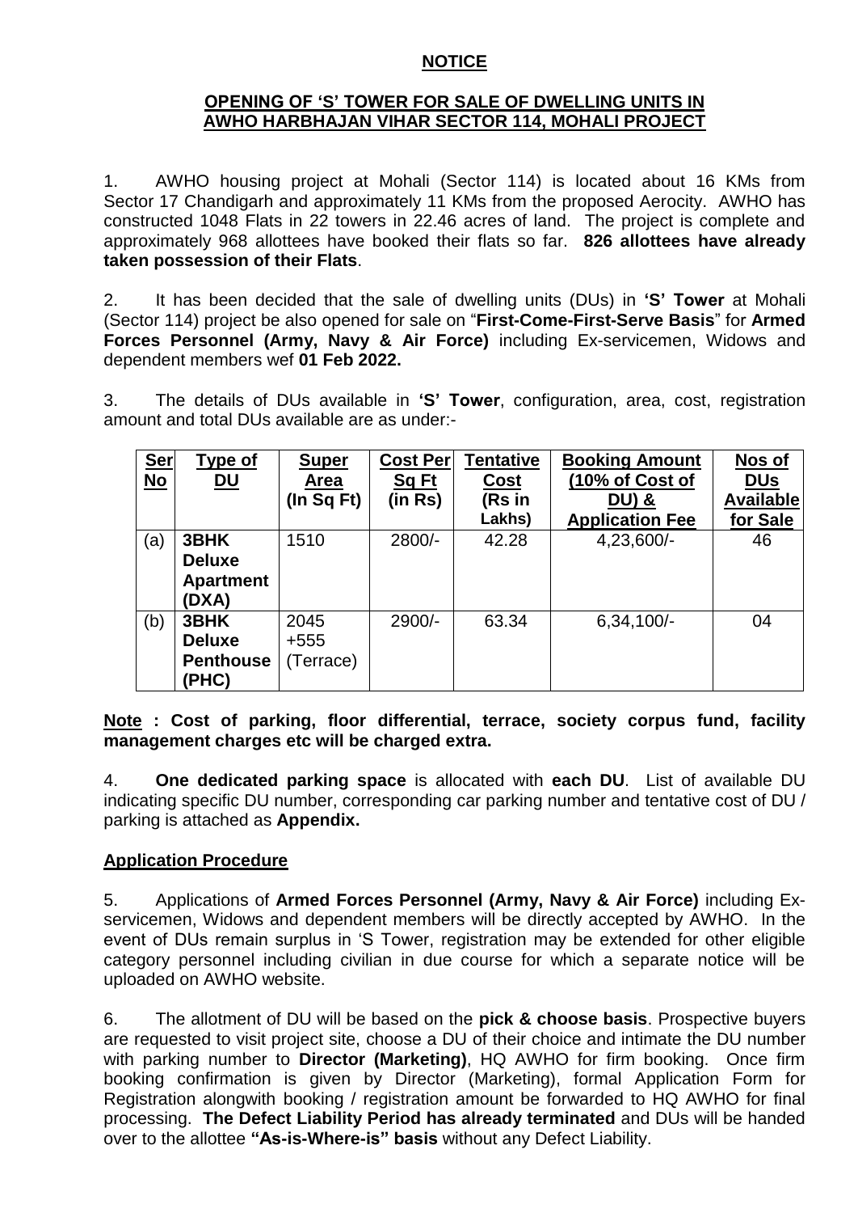# NOTICE

## OPENING OF 'S' TOWER FOR SALE OF DWELLING UNITS IN AWHO HARBHAJAN VIHAR SECTOR 114, MOHALI PROJECT

1. AWHO housing project at Mohali (Sector 114) is located about 16 KMs from Sector 17 Chandigarh and approximately 11 KMs from the proposed Aerocity. AWHO has constructed 1048 Flats in 22 towers in 22.46 acres of land. The project is complete and approximately 968 allottees have booked their flats so far. **826 allottees have already taken possession of their Flats**.

2. It has been decided that the sale of dwelling units (DUs) in **'S' Tower** at Mohali (Sector 114) project be also opened for sale on "**First-Come-First-Serve Basis**" for **Armed Forces Personnel (Army, Navy & Air Force)** including Ex-servicemen, Widows and dependent members wef **01 Feb 2022.**

3. The details of DUs available in **'S' Tower**, configuration, area, cost, registration amount and total DUs available are as under:-

| Ser No | Type of DU | Super Area (In Sq Ft) | Cost Per Sq Ft (in Rs) | Tentative Cost (Rs in Lakhs) | Booking Amount (10% of Cost of DU) & Application Fee | Nos of DUs Available for Sale |
|---|---|---|---|---|---|---|
| (a) | **3BHK Deluxe Apartment (DXA)** | 1510 | 2800/- | 42.28 | 4,23,600/- | 46 |
| (b) | **3BHK Deluxe Penthouse (PHC)** | 2045 +555 (Terrace) | 2900/- | 63.34 | 6,34,100/- | 04 |

**Note : Cost of parking, floor differential, terrace, society corpus fund, facility management charges etc will be charged extra.**

4. **One dedicated parking space** is allocated with **each DU**. List of available DU indicating specific DU number, corresponding car parking number and tentative cost of DU / parking is attached as **Appendix.**

## Application Procedure

5. Applications of **Armed Forces Personnel (Army, Navy & Air Force)** including Ex-servicemen, Widows and dependent members will be directly accepted by AWHO. In the event of DUs remain surplus in 'S Tower, registration may be extended for other eligible category personnel including civilian in due course for which a separate notice will be uploaded on AWHO website.

6. The allotment of DU will be based on the **pick & choose basis**. Prospective buyers are requested to visit project site, choose a DU of their choice and intimate the DU number with parking number to **Director (Marketing)**, HQ AWHO for firm booking. Once firm booking confirmation is given by Director (Marketing), formal Application Form for Registration alongwith booking / registration amount be forwarded to HQ AWHO for final processing. **The Defect Liability Period has already terminated** and DUs will be handed over to the allottee **"As-is-Where-is" basis** without any Defect Liability.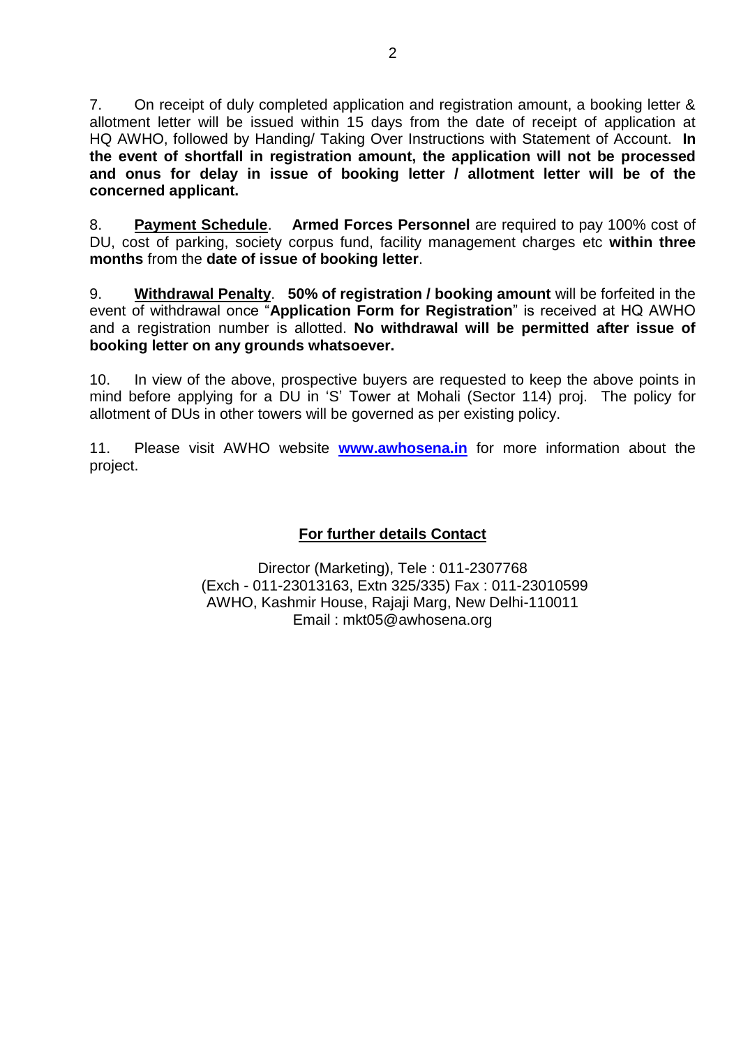7. On receipt of duly completed application and registration amount, a booking letter & allotment letter will be issued within 15 days from the date of receipt of application at HQ AWHO, followed by Handing/ Taking Over Instructions with Statement of Account. **In the event of shortfall in registration amount, the application will not be processed and onus for delay in issue of booking letter / allotment letter will be of the concerned applicant.**

8. **Payment Schedule**. **Armed Forces Personnel** are required to pay 100% cost of DU, cost of parking, society corpus fund, facility management charges etc **within three months** from the **date of issue of booking letter**.

9. **Withdrawal Penalty**. **50% of registration / booking amount** will be forfeited in the event of withdrawal once "**Application Form for Registration**" is received at HQ AWHO and a registration number is allotted. **No withdrawal will be permitted after issue of booking letter on any grounds whatsoever.**

10. In view of the above, prospective buyers are requested to keep the above points in mind before applying for a DU in 'S' Tower at Mohali (Sector 114) proj. The policy for allotment of DUs in other towers will be governed as per existing policy.

11. Please visit AWHO website **www.awhosena.in** for more information about the project.

**For further details Contact**

Director (Marketing), Tele : 011-2307768
(Exch - 011-23013163, Extn 325/335) Fax : 011-23010599
AWHO, Kashmir House, Rajaji Marg, New Delhi-110011
Email : mkt05@awhosena.org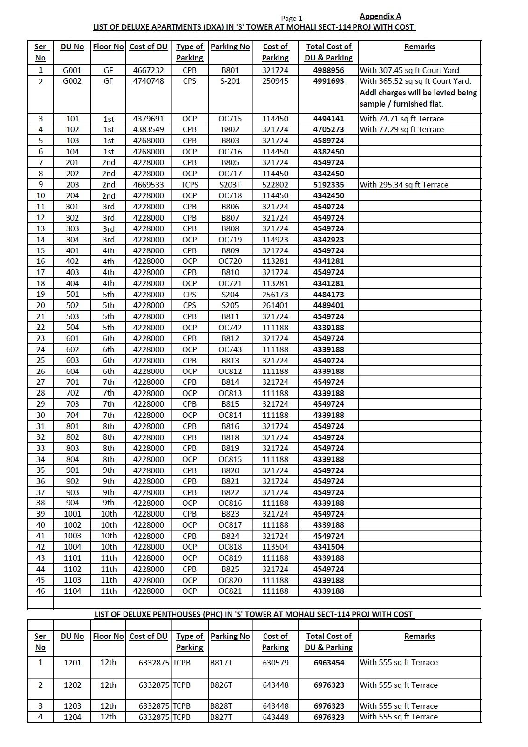Appendix A

## LIST OF DELUXE APARTMENTS (DXA) IN 'S' TOWER AT MOHALI SECT-114 PROJ WITH COST

| Ser No | DU No | Floor No | Cost of DU | Type of Parking | Parking No | Cost of Parking | Total Cost of DU & Parking | Remarks |
|---|---|---|---|---|---|---|---|---|
| 1 | G001 | GF | 4667232 | CPB | B801 | 321724 | **4988956** | With 307.45 sq ft Court Yard |
| 2 | G002 | GF | 4740748 | CPS | S-201 | 250945 | **4991693** | With 365.52 sq sq ft Court Yard. **Addl charges will be levied being sample / furnished flat.** |
| 3 | 101 | 1st | 4379691 | OCP | OC715 | 114450 | **4494141** | With 74.71 sq ft Terrace |
| 4 | 102 | 1st | 4383549 | CPB | B802 | 321724 | **4705273** | With 77.29 sq ft Terrace |
| 5 | 103 | 1st | 4268000 | CPB | B803 | 321724 | **4589724** | |
| 6 | 104 | 1st | 4268000 | OCP | OC716 | 114450 | **4382450** | |
| 7 | 201 | 2nd | 4228000 | CPB | B805 | 321724 | **4549724** | |
| 8 | 202 | 2nd | 4228000 | OCP | OC717 | 114450 | **4342450** | |
| 9 | 203 | 2nd | 4669533 | TCPS | S203T | 522802 | **5192335** | With 295.34 sq ft Terrace |
| 10 | 204 | 2nd | 4228000 | OCP | OC718 | 114450 | **4342450** | |
| 11 | 301 | 3rd | 4228000 | CPB | B806 | 321724 | **4549724** | |
| 12 | 302 | 3rd | 4228000 | CPB | B807 | 321724 | **4549724** | |
| 13 | 303 | 3rd | 4228000 | CPB | B808 | 321724 | **4549724** | |
| 14 | 304 | 3rd | 4228000 | OCP | OC719 | 114923 | **4342923** | |
| 15 | 401 | 4th | 4228000 | CPB | B809 | 321724 | **4549724** | |
| 16 | 402 | 4th | 4228000 | OCP | OC720 | 113281 | **4341281** | |
| 17 | 403 | 4th | 4228000 | CPB | B810 | 321724 | **4549724** | |
| 18 | 404 | 4th | 4228000 | OCP | OC721 | 113281 | **4341281** | |
| 19 | 501 | 5th | 4228000 | CPS | S204 | 256173 | **4484173** | |
| 20 | 502 | 5th | 4228000 | CPS | S205 | 261401 | **4489401** | |
| 21 | 503 | 5th | 4228000 | CPB | B811 | 321724 | **4549724** | |
| 22 | 504 | 5th | 4228000 | OCP | OC742 | 111188 | **4339188** | |
| 23 | 601 | 6th | 4228000 | CPB | B812 | 321724 | **4549724** | |
| 24 | 602 | 6th | 4228000 | OCP | OC743 | 111188 | **4339188** | |
| 25 | 603 | 6th | 4228000 | CPB | B813 | 321724 | **4549724** | |
| 26 | 604 | 6th | 4228000 | OCP | OC812 | 111188 | **4339188** | |
| 27 | 701 | 7th | 4228000 | CPB | B814 | 321724 | **4549724** | |
| 28 | 702 | 7th | 4228000 | OCP | OC813 | 111188 | **4339188** | |
| 29 | 703 | 7th | 4228000 | CPB | B815 | 321724 | **4549724** | |
| 30 | 704 | 7th | 4228000 | OCP | OC814 | 111188 | **4339188** | |
| 31 | 801 | 8th | 4228000 | CPB | B816 | 321724 | **4549724** | |
| 32 | 802 | 8th | 4228000 | CPB | B818 | 321724 | **4549724** | |
| 33 | 803 | 8th | 4228000 | CPB | B819 | 321724 | **4549724** | |
| 34 | 804 | 8th | 4228000 | OCP | OC815 | 111188 | **4339188** | |
| 35 | 901 | 9th | 4228000 | CPB | B820 | 321724 | **4549724** | |
| 36 | 902 | 9th | 4228000 | CPB | B821 | 321724 | **4549724** | |
| 37 | 903 | 9th | 4228000 | CPB | B822 | 321724 | **4549724** | |
| 38 | 904 | 9th | 4228000 | OCP | OC816 | 111188 | **4339188** | |
| 39 | 1001 | 10th | 4228000 | CPB | B823 | 321724 | **4549724** | |
| 40 | 1002 | 10th | 4228000 | OCP | OC817 | 111188 | **4339188** | |
| 41 | 1003 | 10th | 4228000 | CPB | B824 | 321724 | **4549724** | |
| 42 | 1004 | 10th | 4228000 | OCP | OC818 | 113504 | **4341504** | |
| 43 | 1101 | 11th | 4228000 | OCP | OC819 | 111188 | **4339188** | |
| 44 | 1102 | 11th | 4228000 | CPB | B825 | 321724 | **4549724** | |
| 45 | 1103 | 11th | 4228000 | OCP | OC820 | 111188 | **4339188** | |
| 46 | 1104 | 11th | 4228000 | OCP | OC821 | 111188 | **4339188** | |

## LIST OF DELUXE PENTHOUSES (PHC) IN 'S' TOWER AT MOHALI SECT-114 PROJ WITH COST

| Ser No | DU No | Floor No | Cost of DU | Type of Parking | Parking No | Cost of Parking | Total Cost of DU & Parking | Remarks |
|---|---|---|---|---|---|---|---|---|
| 1 | 1201 | 12th | 6332875 | TCPB | B817T | 630579 | **6963454** | With 555 sq ft Terrace |
| 2 | 1202 | 12th | 6332875 | TCPB | B826T | 643448 | **6976323** | With 555 sq ft Terrace |
| 3 | 1203 | 12th | 6332875 | TCPB | B828T | 643448 | **6976323** | With 555 sq ft Terrace |
| 4 | 1204 | 12th | 6332875 | TCPB | B827T | 643448 | **6976323** | With 555 sq ft Terrace |